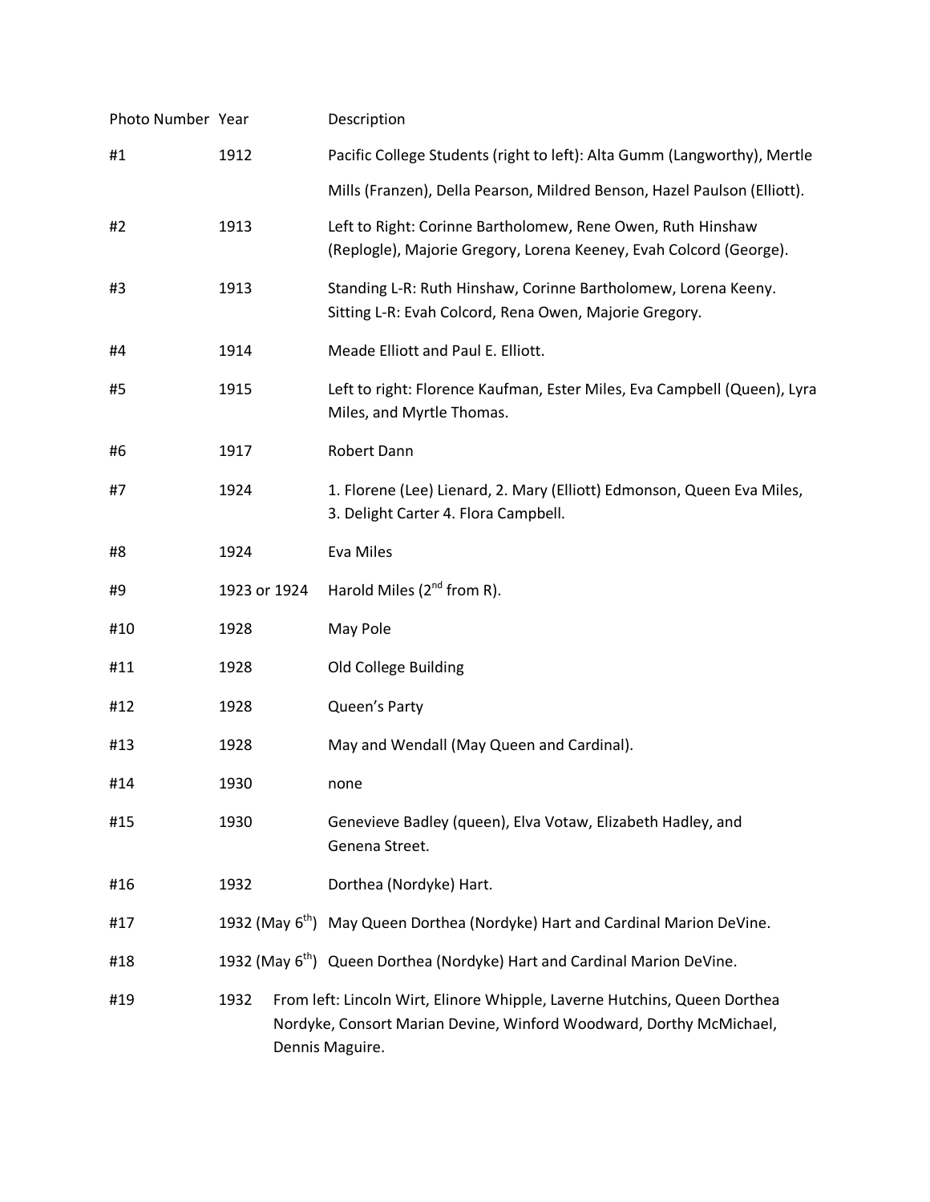| Photo Number | Year | Description |
|---|---|---|
| #1 | 1912 | Pacific College Students (right to left): Alta Gumm (Langworthy), Mertle Mills (Franzen), Della Pearson, Mildred Benson, Hazel Paulson (Elliott). |
| #2 | 1913 | Left to Right: Corinne Bartholomew, Rene Owen, Ruth Hinshaw (Replogle), Majorie Gregory, Lorena Keeney, Evah Colcord (George). |
| #3 | 1913 | Standing L-R: Ruth Hinshaw, Corinne Bartholomew, Lorena Keeny. Sitting L-R: Evah Colcord, Rena Owen, Majorie Gregory. |
| #4 | 1914 | Meade Elliott and Paul E. Elliott. |
| #5 | 1915 | Left to right: Florence Kaufman, Ester Miles, Eva Campbell (Queen), Lyra Miles, and Myrtle Thomas. |
| #6 | 1917 | Robert Dann |
| #7 | 1924 | 1. Florene (Lee) Lienard, 2. Mary (Elliott) Edmonson, Queen Eva Miles, 3. Delight Carter 4. Flora Campbell. |
| #8 | 1924 | Eva Miles |
| #9 | 1923 or 1924 | Harold Miles (2nd from R). |
| #10 | 1928 | May Pole |
| #11 | 1928 | Old College Building |
| #12 | 1928 | Queen's Party |
| #13 | 1928 | May and Wendall (May Queen and Cardinal). |
| #14 | 1930 | none |
| #15 | 1930 | Genevieve Badley (queen), Elva Votaw, Elizabeth Hadley, and Genena Street. |
| #16 | 1932 | Dorthea (Nordyke) Hart. |
| #17 | 1932 (May 6th) | May Queen Dorthea (Nordyke) Hart and Cardinal Marion DeVine. |
| #18 | 1932 (May 6th) | Queen Dorthea (Nordyke) Hart and Cardinal Marion DeVine. |
| #19 | 1932 | From left: Lincoln Wirt, Elinore Whipple, Laverne Hutchins, Queen Dorthea Nordyke, Consort Marian Devine, Winford Woodward, Dorthy McMichael, Dennis Maguire. |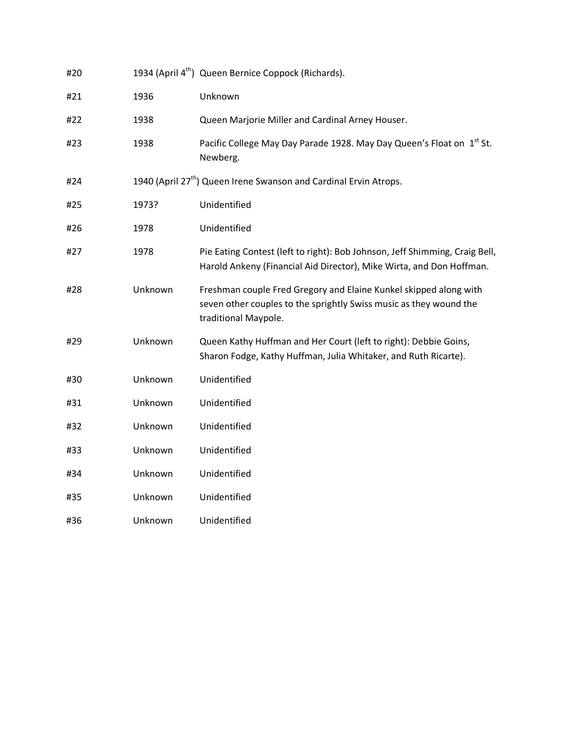| | | |
|---|---|---|
| #20 | 1934 (April 4th) | Queen Bernice Coppock (Richards). |
| #21 | 1936 | Unknown |
| #22 | 1938 | Queen Marjorie Miller and Cardinal Arney Houser. |
| #23 | 1938 | Pacific College May Day Parade 1928. May Day Queen's Float on 1st St. Newberg. |
| #24 | 1940 (April 27th) | Queen Irene Swanson and Cardinal Ervin Atrops. |
| #25 | 1973? | Unidentified |
| #26 | 1978 | Unidentified |
| #27 | 1978 | Pie Eating Contest (left to right): Bob Johnson, Jeff Shimming, Craig Bell, Harold Ankeny (Financial Aid Director), Mike Wirta, and Don Hoffman. |
| #28 | Unknown | Freshman couple Fred Gregory and Elaine Kunkel skipped along with seven other couples to the sprightly Swiss music as they wound the traditional Maypole. |
| #29 | Unknown | Queen Kathy Huffman and Her Court (left to right): Debbie Goins, Sharon Fodge, Kathy Huffman, Julia Whitaker, and Ruth Ricarte). |
| #30 | Unknown | Unidentified |
| #31 | Unknown | Unidentified |
| #32 | Unknown | Unidentified |
| #33 | Unknown | Unidentified |
| #34 | Unknown | Unidentified |
| #35 | Unknown | Unidentified |
| #36 | Unknown | Unidentified |